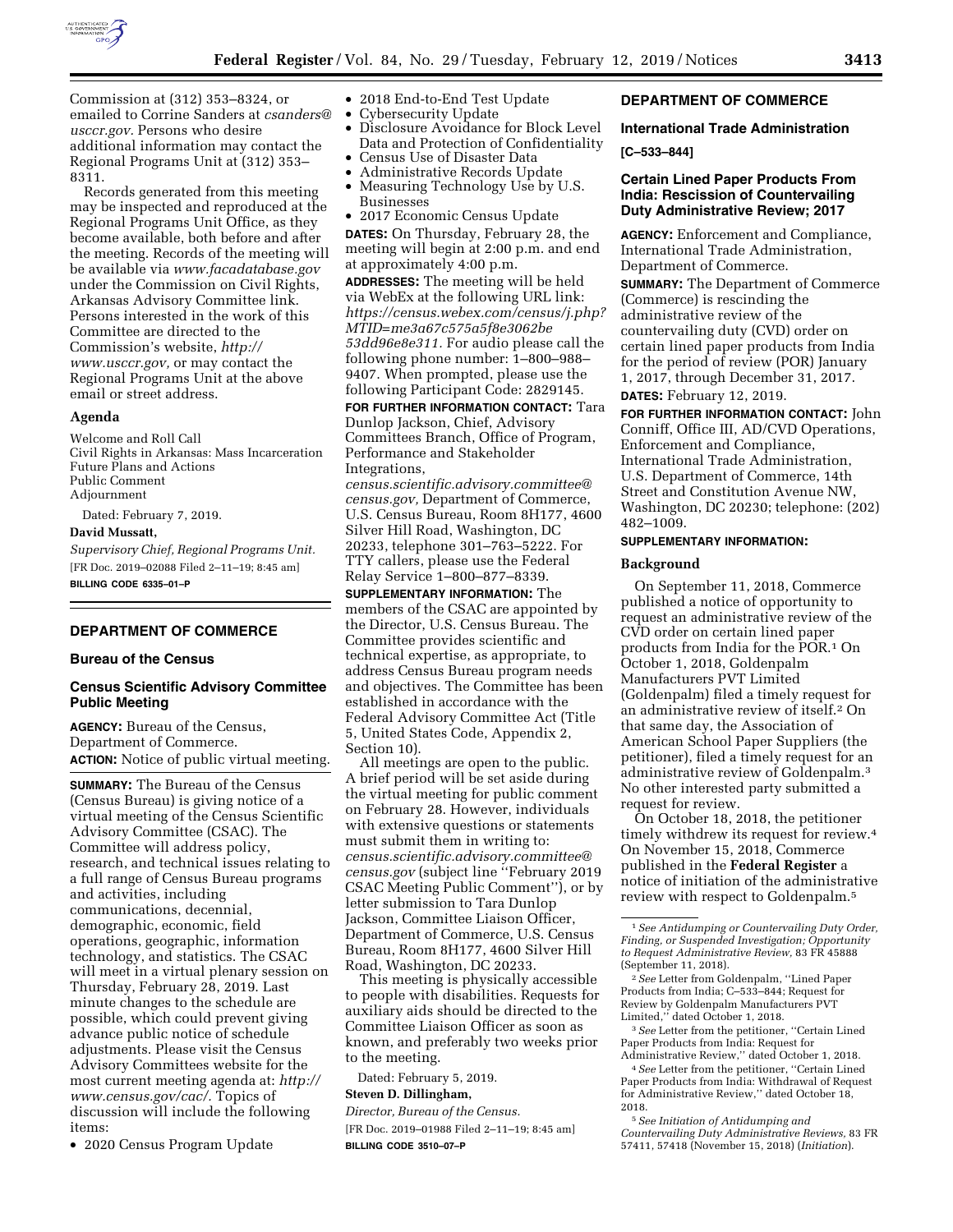Commission at (312) 353–8324, or emailed to Corrine Sanders at *csanders@usccr.gov.* Persons who desire additional information may contact the Regional Programs Unit at (312) 353–8311.

Records generated from this meeting may be inspected and reproduced at the Regional Programs Unit Office, as they become available, both before and after the meeting. Records of the meeting will be available via *www.facadatabase.gov* under the Commission on Civil Rights, Arkansas Advisory Committee link. Persons interested in the work of this Committee are directed to the Commission's website, *http://www.usccr.gov,* or may contact the Regional Programs Unit at the above email or street address.

## Agenda

Welcome and Roll Call
Civil Rights in Arkansas: Mass Incarceration
Future Plans and Actions
Public Comment
Adjournment

Dated: February 7, 2019.

**David Mussatt,**

*Supervisory Chief, Regional Programs Unit.*

[FR Doc. 2019–02088 Filed 2–11–19; 8:45 am]

**BILLING CODE 6335–01–P**

## DEPARTMENT OF COMMERCE

### Bureau of the Census

### Census Scientific Advisory Committee Public Meeting

**AGENCY:** Bureau of the Census, Department of Commerce.

**ACTION:** Notice of public virtual meeting.

**SUMMARY:** The Bureau of the Census (Census Bureau) is giving notice of a virtual meeting of the Census Scientific Advisory Committee (CSAC). The Committee will address policy, research, and technical issues relating to a full range of Census Bureau programs and activities, including communications, decennial, demographic, economic, field operations, geographic, information technology, and statistics. The CSAC will meet in a virtual plenary session on Thursday, February 28, 2019. Last minute changes to the schedule are possible, which could prevent giving advance public notice of schedule adjustments. Please visit the Census Advisory Committees website for the most current meeting agenda at: *http://www.census.gov/cac/.* Topics of discussion will include the following items:

- 2020 Census Program Update
- 2018 End-to-End Test Update
- Cybersecurity Update
- Disclosure Avoidance for Block Level Data and Protection of Confidentiality
- Census Use of Disaster Data
- Administrative Records Update
- Measuring Technology Use by U.S. Businesses
- 2017 Economic Census Update

**DATES:** On Thursday, February 28, the meeting will begin at 2:00 p.m. and end at approximately 4:00 p.m.

**ADDRESSES:** The meeting will be held via WebEx at the following URL link: *https://census.webex.com/census/j.php?MTID=me3a67c575a5f8e3062be53dd96e8e311.* For audio please call the following phone number: 1–800–988–9407. When prompted, please use the following Participant Code: 2829145.

**FOR FURTHER INFORMATION CONTACT:** Tara Dunlop Jackson, Chief, Advisory Committees Branch, Office of Program, Performance and Stakeholder Integrations, *census.scientific.advisory.committee@census.gov,* Department of Commerce, U.S. Census Bureau, Room 8H177, 4600 Silver Hill Road, Washington, DC 20233, telephone 301–763–5222. For TTY callers, please use the Federal Relay Service 1–800–877–8339.

**SUPPLEMENTARY INFORMATION:** The members of the CSAC are appointed by the Director, U.S. Census Bureau. The Committee provides scientific and technical expertise, as appropriate, to address Census Bureau program needs and objectives. The Committee has been established in accordance with the Federal Advisory Committee Act (Title 5, United States Code, Appendix 2, Section 10).

All meetings are open to the public. A brief period will be set aside during the virtual meeting for public comment on February 28. However, individuals with extensive questions or statements must submit them in writing to: *census.scientific.advisory.committee@census.gov* (subject line ''February 2019 CSAC Meeting Public Comment''), or by letter submission to Tara Dunlop Jackson, Committee Liaison Officer, Department of Commerce, U.S. Census Bureau, Room 8H177, 4600 Silver Hill Road, Washington, DC 20233.

This meeting is physically accessible to people with disabilities. Requests for auxiliary aids should be directed to the Committee Liaison Officer as soon as known, and preferably two weeks prior to the meeting.

Dated: February 5, 2019.

**Steven D. Dillingham,**

*Director, Bureau of the Census.*

[FR Doc. 2019–01988 Filed 2–11–19; 8:45 am]

**BILLING CODE 3510–07–P**

## DEPARTMENT OF COMMERCE

### International Trade Administration

**[C–533–844]**

### Certain Lined Paper Products From India: Rescission of Countervailing Duty Administrative Review; 2017

**AGENCY:** Enforcement and Compliance, International Trade Administration, Department of Commerce.

**SUMMARY:** The Department of Commerce (Commerce) is rescinding the administrative review of the countervailing duty (CVD) order on certain lined paper products from India for the period of review (POR) January 1, 2017, through December 31, 2017.

**DATES:** February 12, 2019.

**FOR FURTHER INFORMATION CONTACT:** John Conniff, Office III, AD/CVD Operations, Enforcement and Compliance, International Trade Administration, U.S. Department of Commerce, 14th Street and Constitution Avenue NW, Washington, DC 20230; telephone: (202) 482–1009.

**SUPPLEMENTARY INFORMATION:**

### Background

On September 11, 2018, Commerce published a notice of opportunity to request an administrative review of the CVD order on certain lined paper products from India for the POR.[1] On October 1, 2018, Goldenpalm Manufacturers PVT Limited (Goldenpalm) filed a timely request for an administrative review of itself.[2] On that same day, the Association of American School Paper Suppliers (the petitioner), filed a timely request for an administrative review of Goldenpalm.[3] No other interested party submitted a request for review.

On October 18, 2018, the petitioner timely withdrew its request for review.[4] On November 15, 2018, Commerce published in the **Federal Register** a notice of initiation of the administrative review with respect to Goldenpalm.[5]

[1] *See Antidumping or Countervailing Duty Order, Finding, or Suspended Investigation; Opportunity to Request Administrative Review,* 83 FR 45888 (September 11, 2018).

[2] *See* Letter from Goldenpalm, ''Lined Paper Products from India; C–533–844; Request for Review by Goldenpalm Manufacturers PVT Limited,'' dated October 1, 2018.

[3] *See* Letter from the petitioner, ''Certain Lined Paper Products from India: Request for Administrative Review,'' dated October 1, 2018.

[4] *See* Letter from the petitioner, ''Certain Lined Paper Products from India: Withdrawal of Request for Administrative Review,'' dated October 18, 2018.

[5] *See Initiation of Antidumping and Countervailing Duty Administrative Reviews,* 83 FR 57411, 57418 (November 15, 2018) (*Initiation*).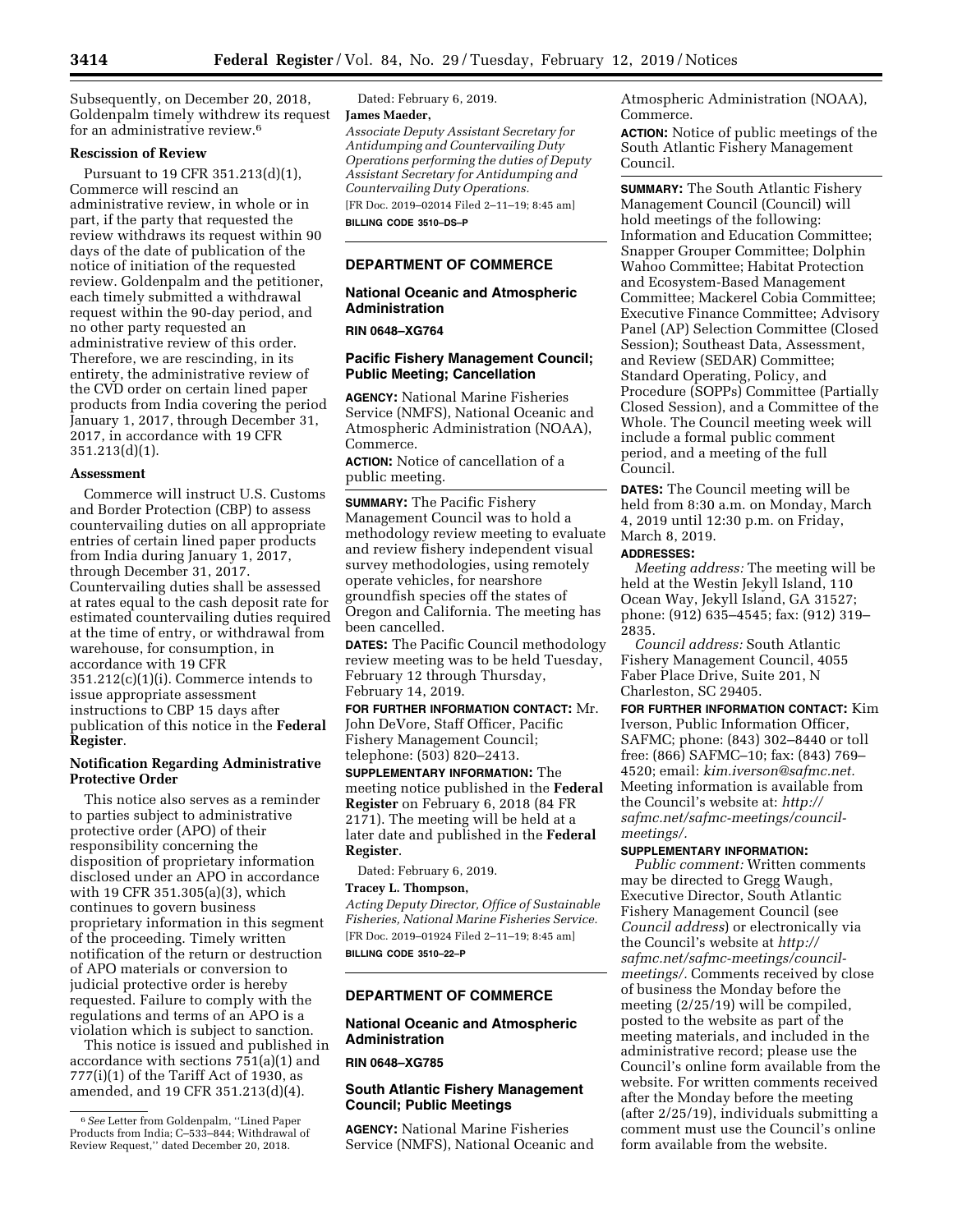Subsequently, on December 20, 2018, Goldenpalm timely withdrew its request for an administrative review.[6]

**Rescission of Review**

Pursuant to 19 CFR 351.213(d)(1), Commerce will rescind an administrative review, in whole or in part, if the party that requested the review withdraws its request within 90 days of the date of publication of the notice of initiation of the requested review. Goldenpalm and the petitioner, each timely submitted a withdrawal request within the 90-day period, and no other party requested an administrative review of this order. Therefore, we are rescinding, in its entirety, the administrative review of the CVD order on certain lined paper products from India covering the period January 1, 2017, through December 31, 2017, in accordance with 19 CFR 351.213(d)(1).

**Assessment**

Commerce will instruct U.S. Customs and Border Protection (CBP) to assess countervailing duties on all appropriate entries of certain lined paper products from India during January 1, 2017, through December 31, 2017. Countervailing duties shall be assessed at rates equal to the cash deposit rate for estimated countervailing duties required at the time of entry, or withdrawal from warehouse, for consumption, in accordance with 19 CFR 351.212(c)(1)(i). Commerce intends to issue appropriate assessment instructions to CBP 15 days after publication of this notice in the **Federal Register**.

**Notification Regarding Administrative Protective Order**

This notice also serves as a reminder to parties subject to administrative protective order (APO) of their responsibility concerning the disposition of proprietary information disclosed under an APO in accordance with 19 CFR 351.305(a)(3), which continues to govern business proprietary information in this segment of the proceeding. Timely written notification of the return or destruction of APO materials or conversion to judicial protective order is hereby requested. Failure to comply with the regulations and terms of an APO is a violation which is subject to sanction.

This notice is issued and published in accordance with sections 751(a)(1) and 777(i)(1) of the Tariff Act of 1930, as amended, and 19 CFR 351.213(d)(4).

[6] *See* Letter from Goldenpalm, "Lined Paper Products from India; C–533–844; Withdrawal of Review Request," dated December 20, 2018.

Dated: February 6, 2019.

**James Maeder,**

*Associate Deputy Assistant Secretary for Antidumping and Countervailing Duty Operations performing the duties of Deputy Assistant Secretary for Antidumping and Countervailing Duty Operations.*

[FR Doc. 2019–02014 Filed 2–11–19; 8:45 am]

**BILLING CODE 3510–DS–P**

## DEPARTMENT OF COMMERCE

### National Oceanic and Atmospheric Administration

**RIN 0648–XG764**

### Pacific Fishery Management Council; Public Meeting; Cancellation

**AGENCY:** National Marine Fisheries Service (NMFS), National Oceanic and Atmospheric Administration (NOAA), Commerce.

**ACTION:** Notice of cancellation of a public meeting.

**SUMMARY:** The Pacific Fishery Management Council was to hold a methodology review meeting to evaluate and review fishery independent visual survey methodologies, using remotely operate vehicles, for nearshore groundfish species off the states of Oregon and California. The meeting has been cancelled.

**DATES:** The Pacific Council methodology review meeting was to be held Tuesday, February 12 through Thursday, February 14, 2019.

**FOR FURTHER INFORMATION CONTACT:** Mr. John DeVore, Staff Officer, Pacific Fishery Management Council; telephone: (503) 820–2413.

**SUPPLEMENTARY INFORMATION:** The meeting notice published in the **Federal Register** on February 6, 2018 (84 FR 2171). The meeting will be held at a later date and published in the **Federal Register**.

Dated: February 6, 2019.

**Tracey L. Thompson,**

*Acting Deputy Director, Office of Sustainable Fisheries, National Marine Fisheries Service.*

[FR Doc. 2019–01924 Filed 2–11–19; 8:45 am]

**BILLING CODE 3510–22–P**

## DEPARTMENT OF COMMERCE

### National Oceanic and Atmospheric Administration

**RIN 0648–XG785**

### South Atlantic Fishery Management Council; Public Meetings

**AGENCY:** National Marine Fisheries Service (NMFS), National Oceanic and Atmospheric Administration (NOAA), Commerce.

**ACTION:** Notice of public meetings of the South Atlantic Fishery Management Council.

**SUMMARY:** The South Atlantic Fishery Management Council (Council) will hold meetings of the following: Information and Education Committee; Snapper Grouper Committee; Dolphin Wahoo Committee; Habitat Protection and Ecosystem-Based Management Committee; Mackerel Cobia Committee; Executive Finance Committee; Advisory Panel (AP) Selection Committee (Closed Session); Southeast Data, Assessment, and Review (SEDAR) Committee; Standard Operating, Policy, and Procedure (SOPPs) Committee (Partially Closed Session), and a Committee of the Whole. The Council meeting week will include a formal public comment period, and a meeting of the full Council.

**DATES:** The Council meeting will be held from 8:30 a.m. on Monday, March 4, 2019 until 12:30 p.m. on Friday, March 8, 2019.

**ADDRESSES:**

*Meeting address:* The meeting will be held at the Westin Jekyll Island, 110 Ocean Way, Jekyll Island, GA 31527; phone: (912) 635–4545; fax: (912) 319–2835.

*Council address:* South Atlantic Fishery Management Council, 4055 Faber Place Drive, Suite 201, N Charleston, SC 29405.

**FOR FURTHER INFORMATION CONTACT:** Kim Iverson, Public Information Officer, SAFMC; phone: (843) 302–8440 or toll free: (866) SAFMC–10; fax: (843) 769–4520; email: *kim.iverson@safmc.net.* Meeting information is available from the Council's website at: *http://safmc.net/safmc-meetings/council-meetings/.*

**SUPPLEMENTARY INFORMATION:**

*Public comment:* Written comments may be directed to Gregg Waugh, Executive Director, South Atlantic Fishery Management Council (see *Council address*) or electronically via the Council's website at *http://safmc.net/safmc-meetings/council-meetings/.* Comments received by close of business the Monday before the meeting (2/25/19) will be compiled, posted to the website as part of the meeting materials, and included in the administrative record; please use the Council's online form available from the website. For written comments received after the Monday before the meeting (after 2/25/19), individuals submitting a comment must use the Council's online form available from the website.